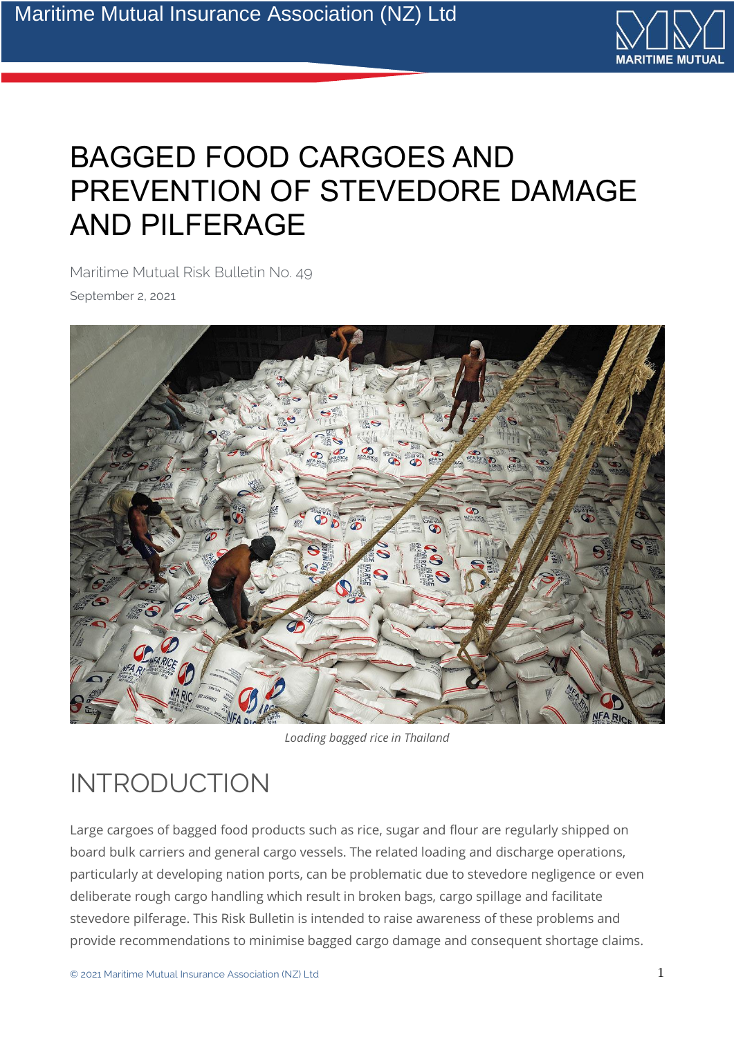# BAGGED FOOD CARGOES AND PREVENTION OF STEVEDORE DAMAGE AND PILFERAGE

Maritime Mutual Risk Bulletin No. 49

September 2, 2021

*Loading bagged rice in Thailand*

## INTRODUCTION

Large cargoes of bagged food products such as rice, sugar and flour are regularly shipped on board bulk carriers and general cargo vessels. The related loading and discharge operations, particularly at developing nation ports, can be problematic due to stevedore negligence or even deliberate rough cargo handling which result in broken bags, cargo spillage and facilitate stevedore pilferage. This Risk Bulletin is intended to raise awareness of these problems and provide recommendations to minimise bagged cargo damage and consequent shortage claims.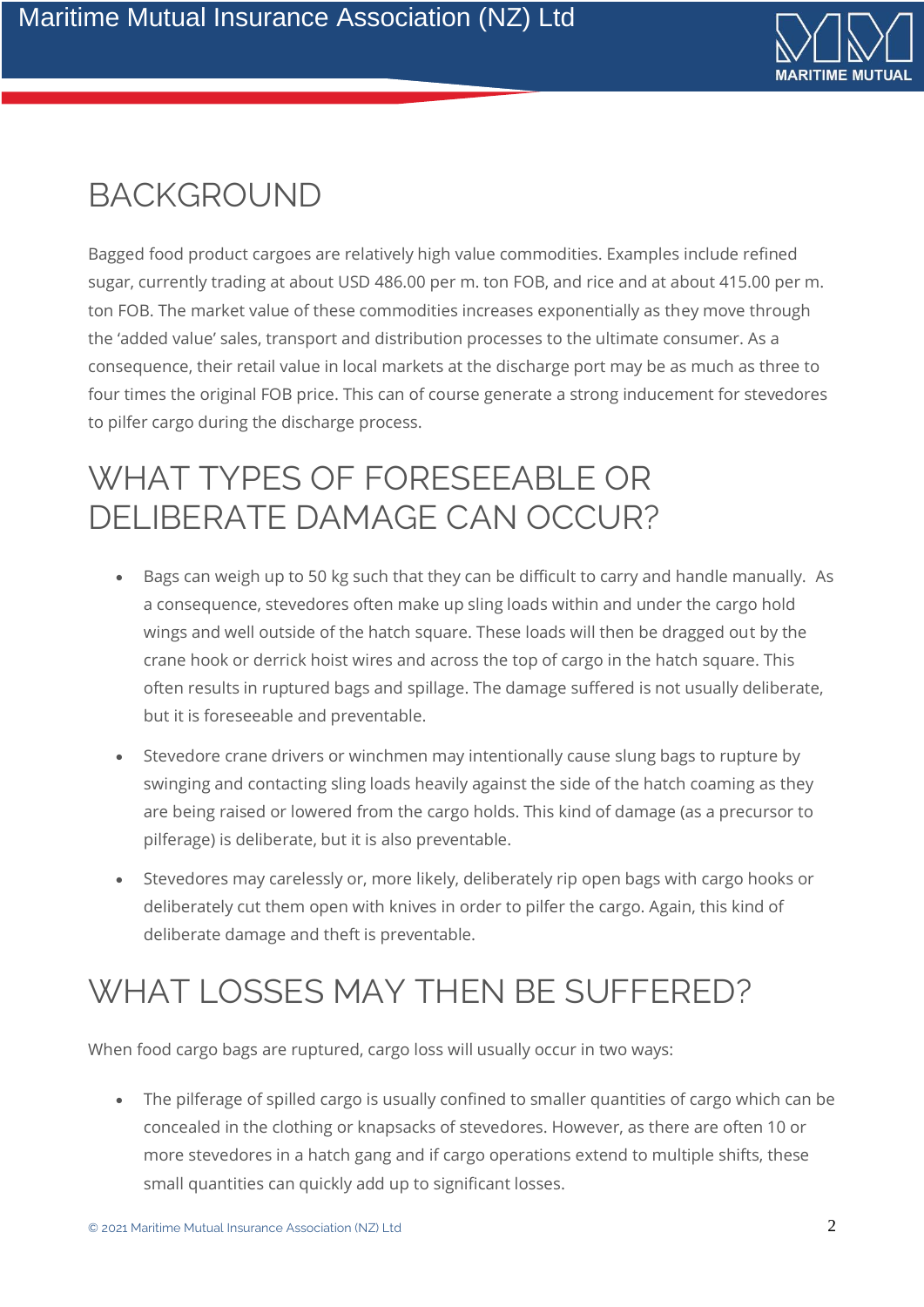# BACKGROUND

Bagged food product cargoes are relatively high value commodities. Examples include refined sugar, currently trading at about USD 486.00 per m. ton FOB, and rice and at about 415.00 per m. ton FOB. The market value of these commodities increases exponentially as they move through the 'added value' sales, transport and distribution processes to the ultimate consumer. As a consequence, their retail value in local markets at the discharge port may be as much as three to four times the original FOB price. This can of course generate a strong inducement for stevedores to pilfer cargo during the discharge process.

# WHAT TYPES OF FORESEEABLE OR DELIBERATE DAMAGE CAN OCCUR?

- Bags can weigh up to 50 kg such that they can be difficult to carry and handle manually. As a consequence, stevedores often make up sling loads within and under the cargo hold wings and well outside of the hatch square. These loads will then be dragged out by the crane hook or derrick hoist wires and across the top of cargo in the hatch square. This often results in ruptured bags and spillage. The damage suffered is not usually deliberate, but it is foreseeable and preventable.
- Stevedore crane drivers or winchmen may intentionally cause slung bags to rupture by swinging and contacting sling loads heavily against the side of the hatch coaming as they are being raised or lowered from the cargo holds. This kind of damage (as a precursor to pilferage) is deliberate, but it is also preventable.
- Stevedores may carelessly or, more likely, deliberately rip open bags with cargo hooks or deliberately cut them open with knives in order to pilfer the cargo. Again, this kind of deliberate damage and theft is preventable.

# WHAT LOSSES MAY THEN BE SUFFERED?

When food cargo bags are ruptured, cargo loss will usually occur in two ways:

- The pilferage of spilled cargo is usually confined to smaller quantities of cargo which can be concealed in the clothing or knapsacks of stevedores. However, as there are often 10 or more stevedores in a hatch gang and if cargo operations extend to multiple shifts, these small quantities can quickly add up to significant losses.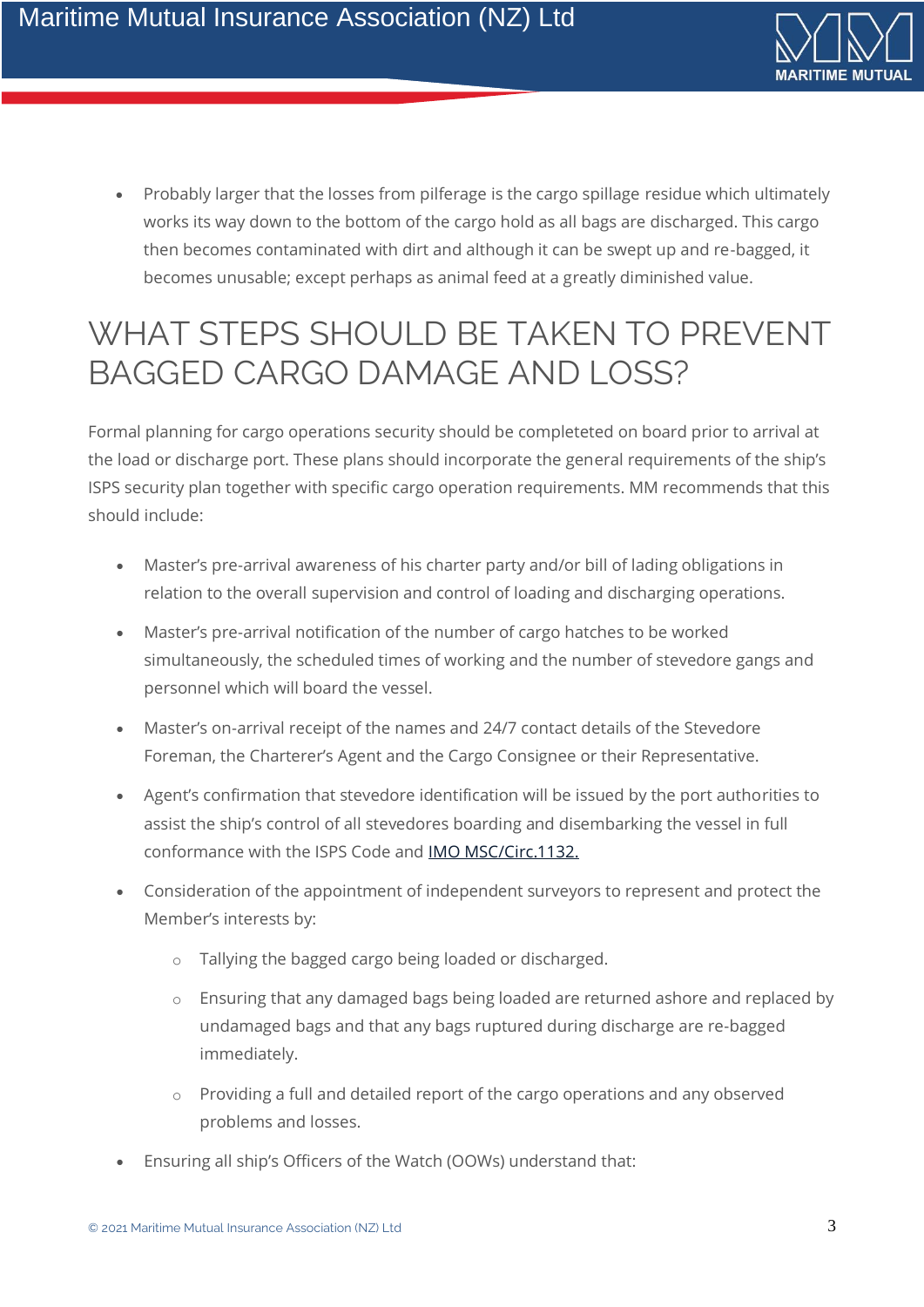- Probably larger that the losses from pilferage is the cargo spillage residue which ultimately works its way down to the bottom of the cargo hold as all bags are discharged. This cargo then becomes contaminated with dirt and although it can be swept up and re-bagged, it becomes unusable; except perhaps as animal feed at a greatly diminished value.

# WHAT STEPS SHOULD BE TAKEN TO PREVENT BAGGED CARGO DAMAGE AND LOSS?

Formal planning for cargo operations security should be completeted on board prior to arrival at the load or discharge port. These plans should incorporate the general requirements of the ship's ISPS security plan together with specific cargo operation requirements. MM recommends that this should include:

- Master's pre-arrival awareness of his charter party and/or bill of lading obligations in relation to the overall supervision and control of loading and discharging operations.
- Master's pre-arrival notification of the number of cargo hatches to be worked simultaneously, the scheduled times of working and the number of stevedore gangs and personnel which will board the vessel.
- Master's on-arrival receipt of the names and 24/7 contact details of the Stevedore Foreman, the Charterer's Agent and the Cargo Consignee or their Representative.
- Agent's confirmation that stevedore identification will be issued by the port authorities to assist the ship's control of all stevedores boarding and disembarking the vessel in full conformance with the ISPS Code and IMO MSC/Circ.1132.
- Consideration of the appointment of independent surveyors to represent and protect the Member's interests by:
  - Tallying the bagged cargo being loaded or discharged.
  - Ensuring that any damaged bags being loaded are returned ashore and replaced by undamaged bags and that any bags ruptured during discharge are re-bagged immediately.
  - Providing a full and detailed report of the cargo operations and any observed problems and losses.
- Ensuring all ship's Officers of the Watch (OOWs) understand that: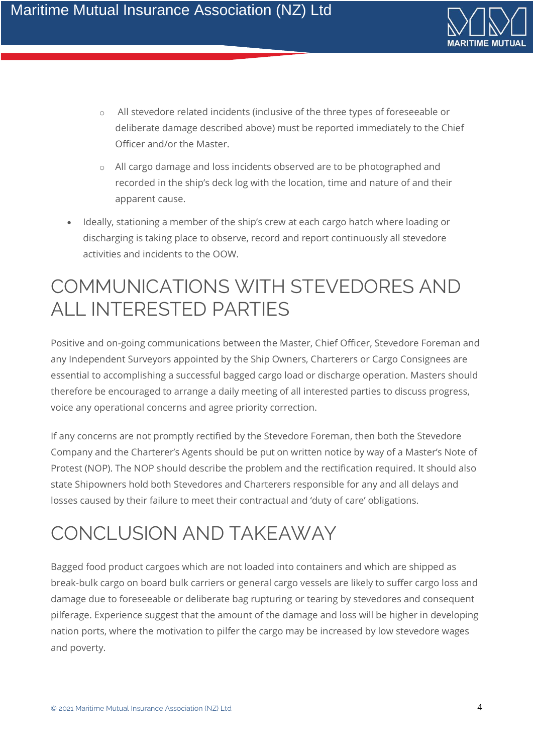- All stevedore related incidents (inclusive of the three types of foreseeable or deliberate damage described above) must be reported immediately to the Chief Officer and/or the Master.
    - All cargo damage and loss incidents observed are to be photographed and recorded in the ship's deck log with the location, time and nature of and their apparent cause.
- Ideally, stationing a member of the ship's crew at each cargo hatch where loading or discharging is taking place to observe, record and report continuously all stevedore activities and incidents to the OOW.

# COMMUNICATIONS WITH STEVEDORES AND ALL INTERESTED PARTIES

Positive and on-going communications between the Master, Chief Officer, Stevedore Foreman and any Independent Surveyors appointed by the Ship Owners, Charterers or Cargo Consignees are essential to accomplishing a successful bagged cargo load or discharge operation. Masters should therefore be encouraged to arrange a daily meeting of all interested parties to discuss progress, voice any operational concerns and agree priority correction.

If any concerns are not promptly rectified by the Stevedore Foreman, then both the Stevedore Company and the Charterer's Agents should be put on written notice by way of a Master's Note of Protest (NOP). The NOP should describe the problem and the rectification required. It should also state Shipowners hold both Stevedores and Charterers responsible for any and all delays and losses caused by their failure to meet their contractual and 'duty of care' obligations.

# CONCLUSION AND TAKEAWAY

Bagged food product cargoes which are not loaded into containers and which are shipped as break-bulk cargo on board bulk carriers or general cargo vessels are likely to suffer cargo loss and damage due to foreseeable or deliberate bag rupturing or tearing by stevedores and consequent pilferage. Experience suggest that the amount of the damage and loss will be higher in developing nation ports, where the motivation to pilfer the cargo may be increased by low stevedore wages and poverty.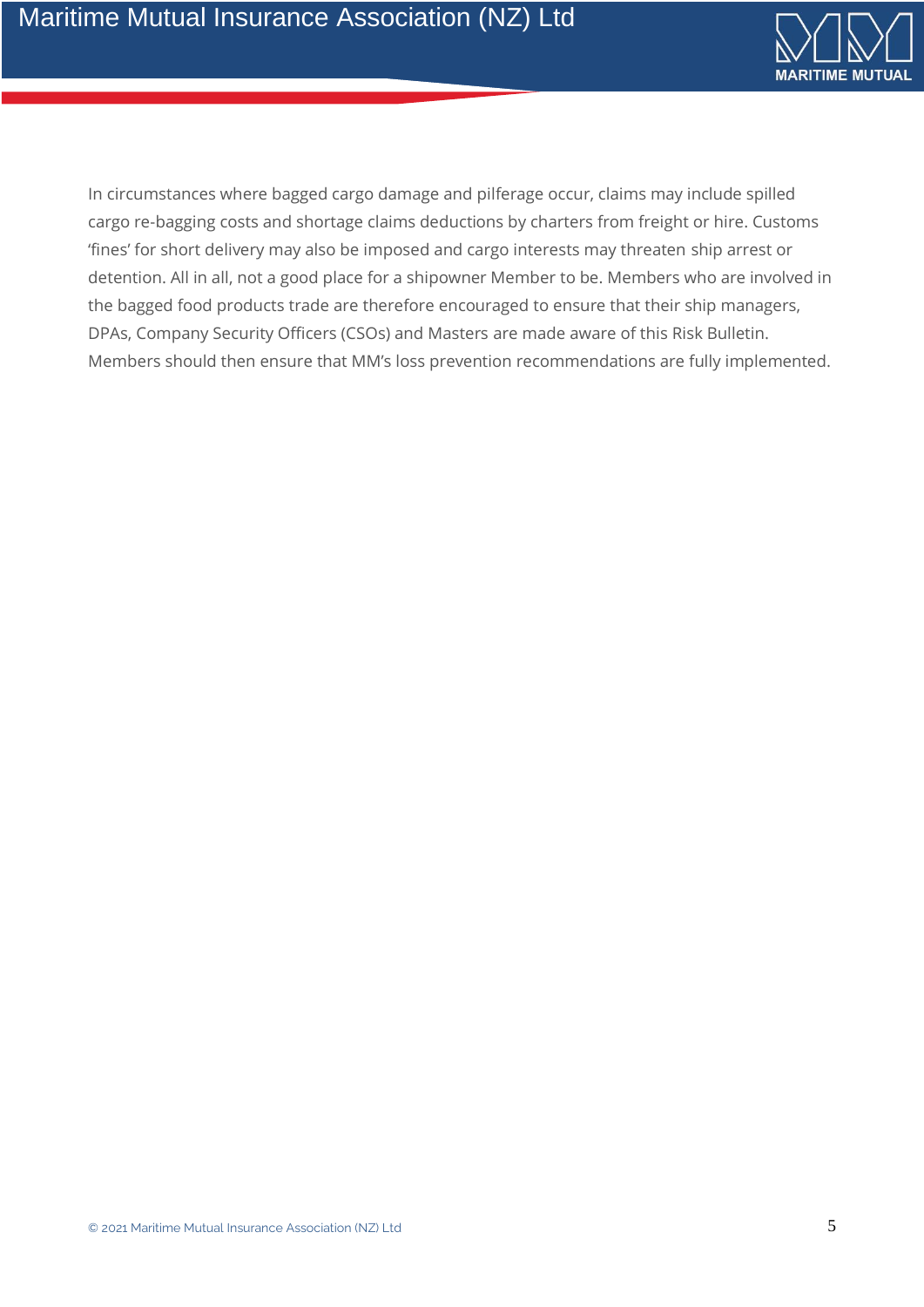In circumstances where bagged cargo damage and pilferage occur, claims may include spilled cargo re-bagging costs and shortage claims deductions by charters from freight or hire. Customs 'fines' for short delivery may also be imposed and cargo interests may threaten ship arrest or detention. All in all, not a good place for a shipowner Member to be. Members who are involved in the bagged food products trade are therefore encouraged to ensure that their ship managers, DPAs, Company Security Officers (CSOs) and Masters are made aware of this Risk Bulletin. Members should then ensure that MM's loss prevention recommendations are fully implemented.